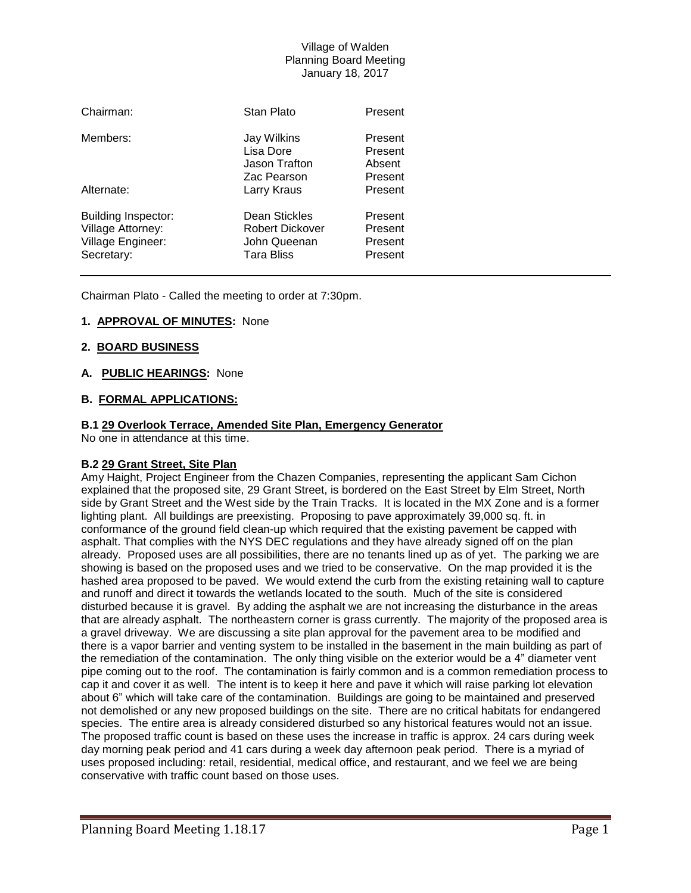Village of Walden
Planning Board Meeting
January 18, 2017

| | | |
|---|---|---|
| Chairman: | Stan Plato | Present |
| Members: | Jay Wilkins | Present |
| | Lisa Dore | Present |
| | Jason Trafton | Absent |
| | Zac Pearson | Present |
| Alternate: | Larry Kraus | Present |
| Building Inspector: | Dean Stickles | Present |
| Village Attorney: | Robert Dickover | Present |
| Village Engineer: | John Queenan | Present |
| Secretary: | Tara Bliss | Present |

---

Chairman Plato - Called the meeting to order at 7:30pm.

**1. APPROVAL OF MINUTES:** None

**2. BOARD BUSINESS**

**A. PUBLIC HEARINGS:** None

**B. FORMAL APPLICATIONS:**

**B.1 29 Overlook Terrace, Amended Site Plan, Emergency Generator**
No one in attendance at this time.

**B.2 29 Grant Street, Site Plan**
Amy Haight, Project Engineer from the Chazen Companies, representing the applicant Sam Cichon explained that the proposed site, 29 Grant Street, is bordered on the East Street by Elm Street, North side by Grant Street and the West side by the Train Tracks. It is located in the MX Zone and is a former lighting plant. All buildings are preexisting. Proposing to pave approximately 39,000 sq. ft. in conformance of the ground field clean-up which required that the existing pavement be capped with asphalt. That complies with the NYS DEC regulations and they have already signed off on the plan already. Proposed uses are all possibilities, there are no tenants lined up as of yet. The parking we are showing is based on the proposed uses and we tried to be conservative. On the map provided it is the hashed area proposed to be paved. We would extend the curb from the existing retaining wall to capture and runoff and direct it towards the wetlands located to the south. Much of the site is considered disturbed because it is gravel. By adding the asphalt we are not increasing the disturbance in the areas that are already asphalt. The northeastern corner is grass currently. The majority of the proposed area is a gravel driveway. We are discussing a site plan approval for the pavement area to be modified and there is a vapor barrier and venting system to be installed in the basement in the main building as part of the remediation of the contamination. The only thing visible on the exterior would be a 4" diameter vent pipe coming out to the roof. The contamination is fairly common and is a common remediation process to cap it and cover it as well. The intent is to keep it here and pave it which will raise parking lot elevation about 6" which will take care of the contamination. Buildings are going to be maintained and preserved not demolished or any new proposed buildings on the site. There are no critical habitats for endangered species. The entire area is already considered disturbed so any historical features would not an issue. The proposed traffic count is based on these uses the increase in traffic is approx. 24 cars during week day morning peak period and 41 cars during a week day afternoon peak period. There is a myriad of uses proposed including: retail, residential, medical office, and restaurant, and we feel we are being conservative with traffic count based on those uses.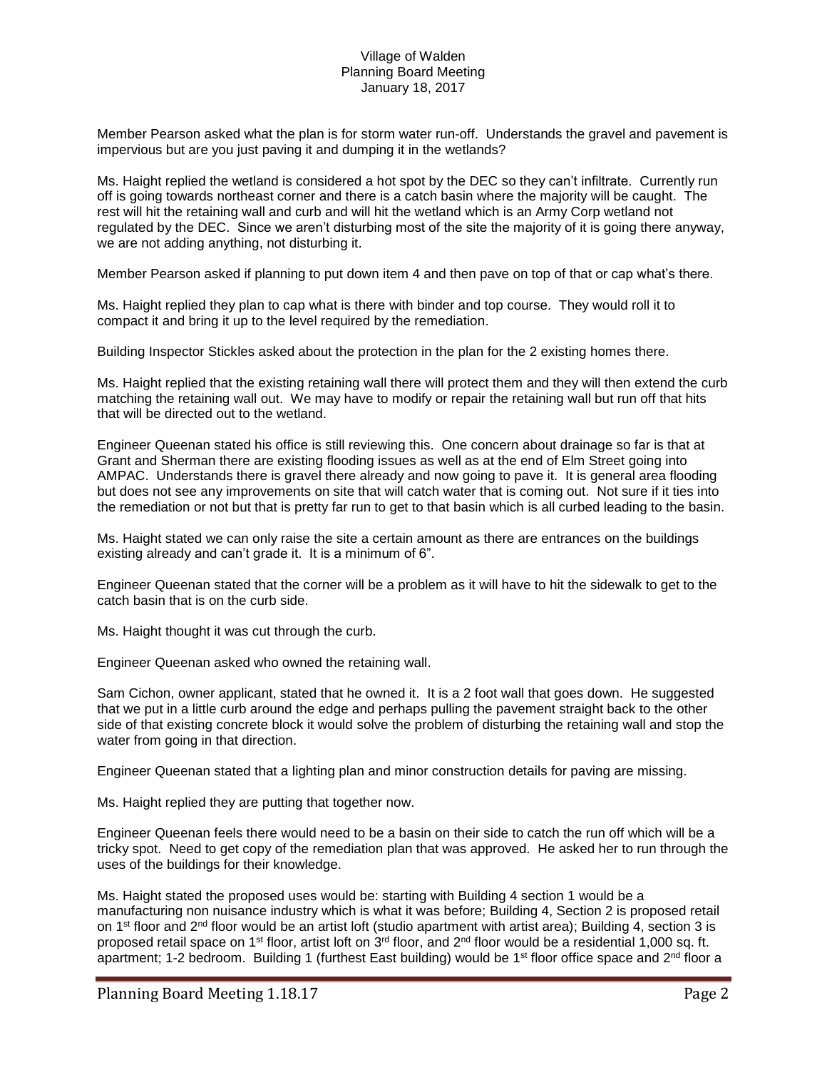Member Pearson asked what the plan is for storm water run-off. Understands the gravel and pavement is impervious but are you just paving it and dumping it in the wetlands?

Ms. Haight replied the wetland is considered a hot spot by the DEC so they can't infiltrate. Currently run off is going towards northeast corner and there is a catch basin where the majority will be caught. The rest will hit the retaining wall and curb and will hit the wetland which is an Army Corp wetland not regulated by the DEC. Since we aren't disturbing most of the site the majority of it is going there anyway, we are not adding anything, not disturbing it.

Member Pearson asked if planning to put down item 4 and then pave on top of that or cap what's there.

Ms. Haight replied they plan to cap what is there with binder and top course. They would roll it to compact it and bring it up to the level required by the remediation.

Building Inspector Stickles asked about the protection in the plan for the 2 existing homes there.

Ms. Haight replied that the existing retaining wall there will protect them and they will then extend the curb matching the retaining wall out. We may have to modify or repair the retaining wall but run off that hits that will be directed out to the wetland.

Engineer Queenan stated his office is still reviewing this. One concern about drainage so far is that at Grant and Sherman there are existing flooding issues as well as at the end of Elm Street going into AMPAC. Understands there is gravel there already and now going to pave it. It is general area flooding but does not see any improvements on site that will catch water that is coming out. Not sure if it ties into the remediation or not but that is pretty far run to get to that basin which is all curbed leading to the basin.

Ms. Haight stated we can only raise the site a certain amount as there are entrances on the buildings existing already and can't grade it. It is a minimum of 6".

Engineer Queenan stated that the corner will be a problem as it will have to hit the sidewalk to get to the catch basin that is on the curb side.

Ms. Haight thought it was cut through the curb.

Engineer Queenan asked who owned the retaining wall.

Sam Cichon, owner applicant, stated that he owned it. It is a 2 foot wall that goes down. He suggested that we put in a little curb around the edge and perhaps pulling the pavement straight back to the other side of that existing concrete block it would solve the problem of disturbing the retaining wall and stop the water from going in that direction.

Engineer Queenan stated that a lighting plan and minor construction details for paving are missing.

Ms. Haight replied they are putting that together now.

Engineer Queenan feels there would need to be a basin on their side to catch the run off which will be a tricky spot. Need to get copy of the remediation plan that was approved. He asked her to run through the uses of the buildings for their knowledge.

Ms. Haight stated the proposed uses would be: starting with Building 4 section 1 would be a manufacturing non nuisance industry which is what it was before; Building 4, Section 2 is proposed retail on 1st floor and 2nd floor would be an artist loft (studio apartment with artist area); Building 4, section 3 is proposed retail space on 1st floor, artist loft on 3rd floor, and 2nd floor would be a residential 1,000 sq. ft. apartment; 1-2 bedroom. Building 1 (furthest East building) would be 1st floor office space and 2nd floor a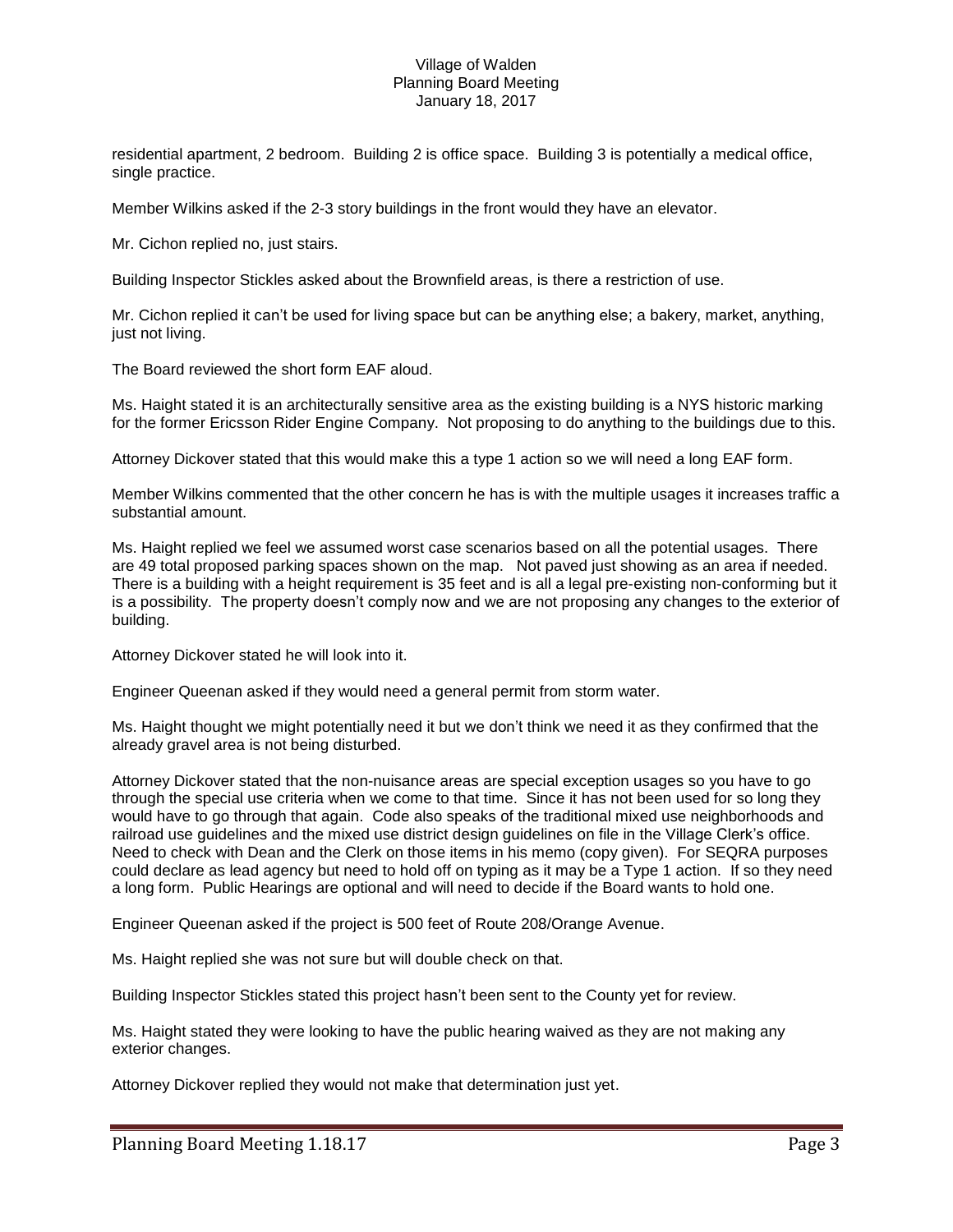residential apartment, 2 bedroom. Building 2 is office space. Building 3 is potentially a medical office, single practice.

Member Wilkins asked if the 2-3 story buildings in the front would they have an elevator.

Mr. Cichon replied no, just stairs.

Building Inspector Stickles asked about the Brownfield areas, is there a restriction of use.

Mr. Cichon replied it can't be used for living space but can be anything else; a bakery, market, anything, just not living.

The Board reviewed the short form EAF aloud.

Ms. Haight stated it is an architecturally sensitive area as the existing building is a NYS historic marking for the former Ericsson Rider Engine Company. Not proposing to do anything to the buildings due to this.

Attorney Dickover stated that this would make this a type 1 action so we will need a long EAF form.

Member Wilkins commented that the other concern he has is with the multiple usages it increases traffic a substantial amount.

Ms. Haight replied we feel we assumed worst case scenarios based on all the potential usages. There are 49 total proposed parking spaces shown on the map. Not paved just showing as an area if needed. There is a building with a height requirement is 35 feet and is all a legal pre-existing non-conforming but it is a possibility. The property doesn't comply now and we are not proposing any changes to the exterior of building.

Attorney Dickover stated he will look into it.

Engineer Queenan asked if they would need a general permit from storm water.

Ms. Haight thought we might potentially need it but we don't think we need it as they confirmed that the already gravel area is not being disturbed.

Attorney Dickover stated that the non-nuisance areas are special exception usages so you have to go through the special use criteria when we come to that time. Since it has not been used for so long they would have to go through that again. Code also speaks of the traditional mixed use neighborhoods and railroad use guidelines and the mixed use district design guidelines on file in the Village Clerk's office. Need to check with Dean and the Clerk on those items in his memo (copy given). For SEQRA purposes could declare as lead agency but need to hold off on typing as it may be a Type 1 action. If so they need a long form. Public Hearings are optional and will need to decide if the Board wants to hold one.

Engineer Queenan asked if the project is 500 feet of Route 208/Orange Avenue.

Ms. Haight replied she was not sure but will double check on that.

Building Inspector Stickles stated this project hasn't been sent to the County yet for review.

Ms. Haight stated they were looking to have the public hearing waived as they are not making any exterior changes.

Attorney Dickover replied they would not make that determination just yet.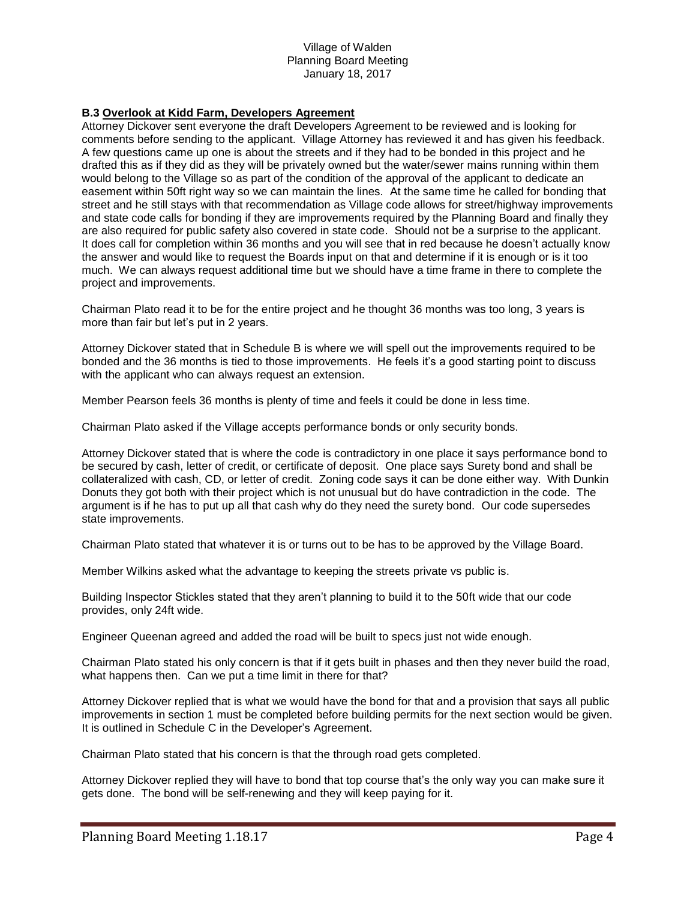**B.3 Overlook at Kidd Farm, Developers Agreement**

Attorney Dickover sent everyone the draft Developers Agreement to be reviewed and is looking for comments before sending to the applicant. Village Attorney has reviewed it and has given his feedback. A few questions came up one is about the streets and if they had to be bonded in this project and he drafted this as if they did as they will be privately owned but the water/sewer mains running within them would belong to the Village so as part of the condition of the approval of the applicant to dedicate an easement within 50ft right way so we can maintain the lines. At the same time he called for bonding that street and he still stays with that recommendation as Village code allows for street/highway improvements and state code calls for bonding if they are improvements required by the Planning Board and finally they are also required for public safety also covered in state code. Should not be a surprise to the applicant. It does call for completion within 36 months and you will see that in red because he doesn't actually know the answer and would like to request the Boards input on that and determine if it is enough or is it too much. We can always request additional time but we should have a time frame in there to complete the project and improvements.

Chairman Plato read it to be for the entire project and he thought 36 months was too long, 3 years is more than fair but let's put in 2 years.

Attorney Dickover stated that in Schedule B is where we will spell out the improvements required to be bonded and the 36 months is tied to those improvements. He feels it's a good starting point to discuss with the applicant who can always request an extension.

Member Pearson feels 36 months is plenty of time and feels it could be done in less time.

Chairman Plato asked if the Village accepts performance bonds or only security bonds.

Attorney Dickover stated that is where the code is contradictory in one place it says performance bond to be secured by cash, letter of credit, or certificate of deposit. One place says Surety bond and shall be collateralized with cash, CD, or letter of credit. Zoning code says it can be done either way. With Dunkin Donuts they got both with their project which is not unusual but do have contradiction in the code. The argument is if he has to put up all that cash why do they need the surety bond. Our code supersedes state improvements.

Chairman Plato stated that whatever it is or turns out to be has to be approved by the Village Board.

Member Wilkins asked what the advantage to keeping the streets private vs public is.

Building Inspector Stickles stated that they aren't planning to build it to the 50ft wide that our code provides, only 24ft wide.

Engineer Queenan agreed and added the road will be built to specs just not wide enough.

Chairman Plato stated his only concern is that if it gets built in phases and then they never build the road, what happens then. Can we put a time limit in there for that?

Attorney Dickover replied that is what we would have the bond for that and a provision that says all public improvements in section 1 must be completed before building permits for the next section would be given. It is outlined in Schedule C in the Developer's Agreement.

Chairman Plato stated that his concern is that the through road gets completed.

Attorney Dickover replied they will have to bond that top course that's the only way you can make sure it gets done. The bond will be self-renewing and they will keep paying for it.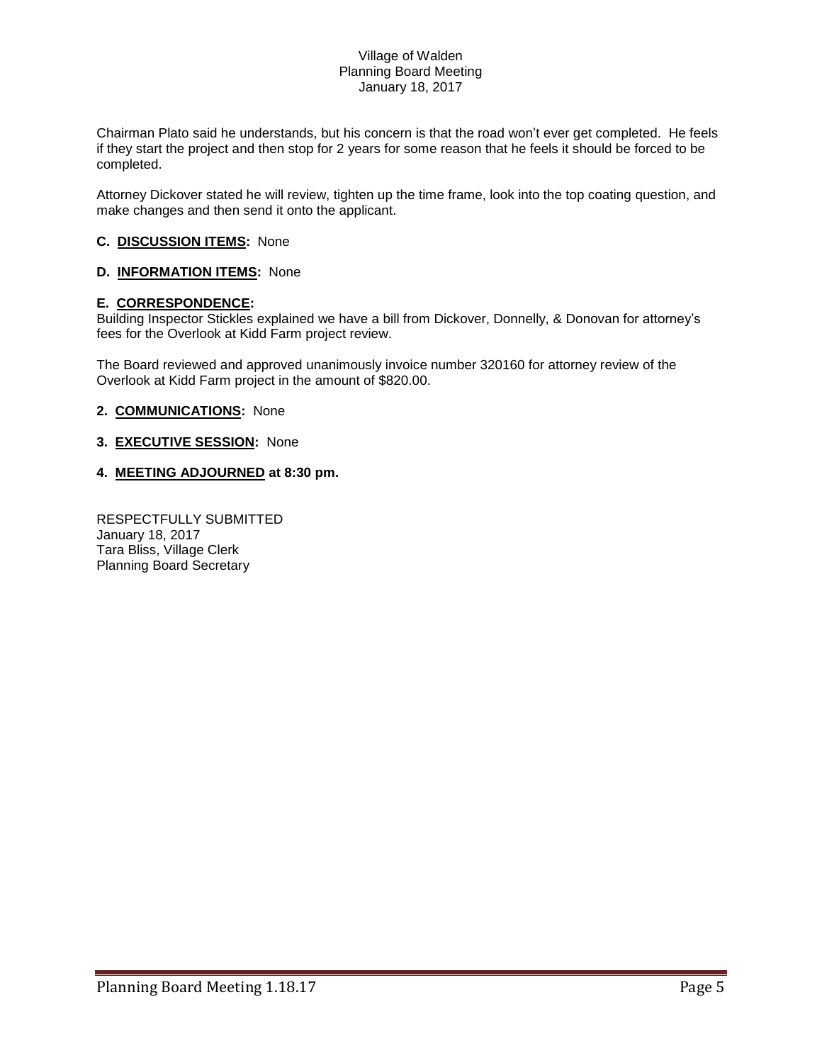Chairman Plato said he understands, but his concern is that the road won't ever get completed. He feels if they start the project and then stop for 2 years for some reason that he feels it should be forced to be completed.

Attorney Dickover stated he will review, tighten up the time frame, look into the top coating question, and make changes and then send it onto the applicant.

**C. <u>DISCUSSION ITEMS</u>:** None

**D. <u>INFORMATION ITEMS</u>:** None

**E. <u>CORRESPONDENCE</u>:**
Building Inspector Stickles explained we have a bill from Dickover, Donnelly, & Donovan for attorney's fees for the Overlook at Kidd Farm project review.

The Board reviewed and approved unanimously invoice number 320160 for attorney review of the Overlook at Kidd Farm project in the amount of $820.00.

**2. <u>COMMUNICATIONS</u>:** None

**3. <u>EXECUTIVE SESSION</u>:** None

**4. <u>MEETING ADJOURNED</u> at 8:30 pm.**

RESPECTFULLY SUBMITTED
January 18, 2017
Tara Bliss, Village Clerk
Planning Board Secretary